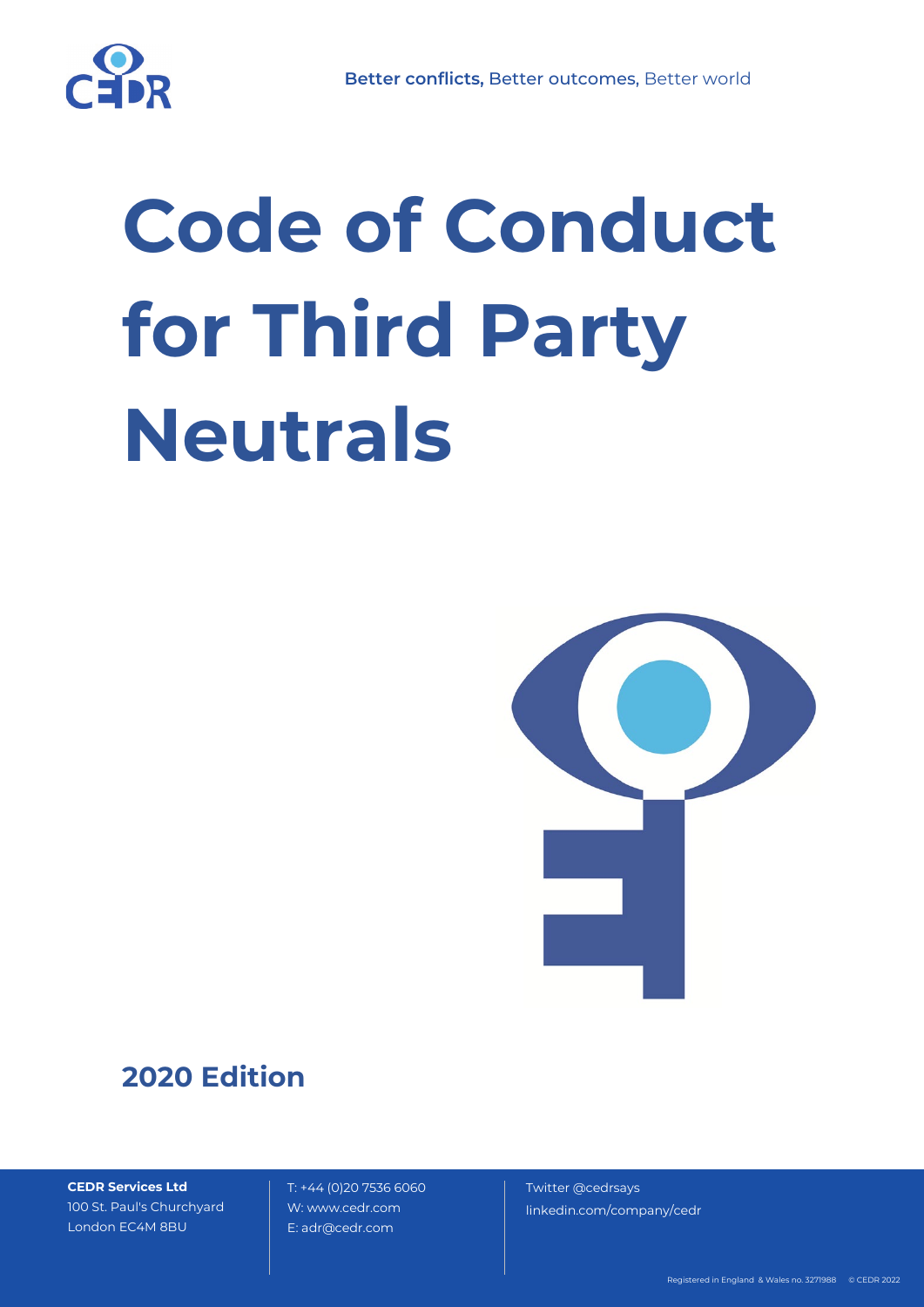Better conflicts, Better outcomes, Better world

# Code of Conduct for Third Party Neutrals

## 2020 Edition

**CEDR Services Ltd**
100 St. Paul's Churchyard
London EC4M 8BU

T: +44 (0)20 7536 6060
W: www.cedr.com
E: adr@cedr.com

Twitter @cedrsays
linkedin.com/company/cedr

Registered in England & Wales no. 3271988 © CEDR 2022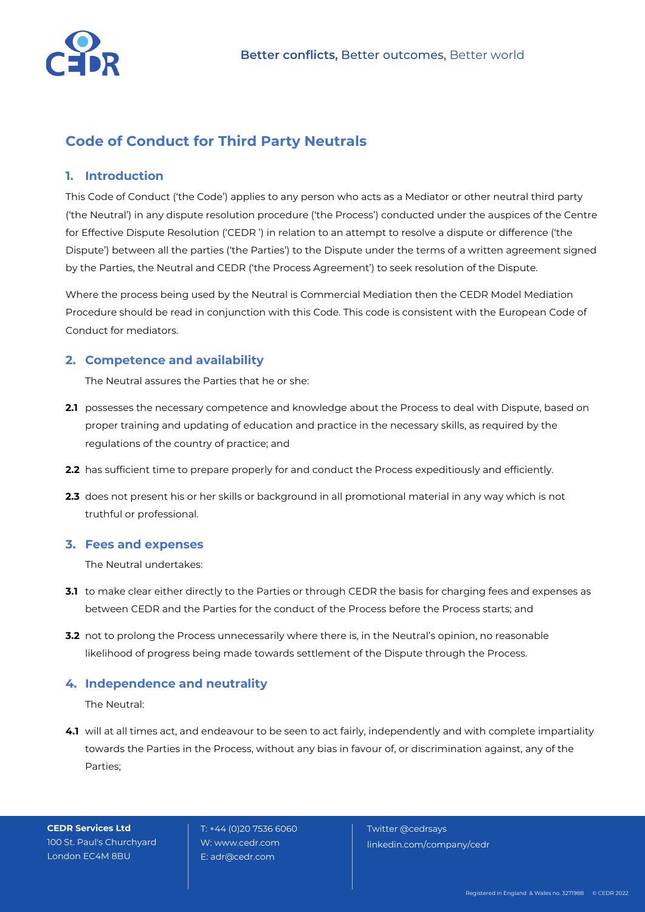# Code of Conduct for Third Party Neutrals

## 1. Introduction

This Code of Conduct ('the Code') applies to any person who acts as a Mediator or other neutral third party ('the Neutral') in any dispute resolution procedure ('the Process') conducted under the auspices of the Centre for Effective Dispute Resolution ('CEDR ') in relation to an attempt to resolve a dispute or difference ('the Dispute') between all the parties ('the Parties') to the Dispute under the terms of a written agreement signed by the Parties, the Neutral and CEDR ('the Process Agreement') to seek resolution of the Dispute.

Where the process being used by the Neutral is Commercial Mediation then the CEDR Model Mediation Procedure should be read in conjunction with this Code. This code is consistent with the European Code of Conduct for mediators.

## 2. Competence and availability

The Neutral assures the Parties that he or she:

**2.1** possesses the necessary competence and knowledge about the Process to deal with Dispute, based on proper training and updating of education and practice in the necessary skills, as required by the regulations of the country of practice; and

**2.2** has sufficient time to prepare properly for and conduct the Process expeditiously and efficiently.

**2.3** does not present his or her skills or background in all promotional material in any way which is not truthful or professional.

## 3. Fees and expenses

The Neutral undertakes:

**3.1** to make clear either directly to the Parties or through CEDR the basis for charging fees and expenses as between CEDR and the Parties for the conduct of the Process before the Process starts; and

**3.2** not to prolong the Process unnecessarily where there is, in the Neutral's opinion, no reasonable likelihood of progress being made towards settlement of the Dispute through the Process.

## 4. Independence and neutrality

The Neutral:

**4.1** will at all times act, and endeavour to be seen to act fairly, independently and with complete impartiality towards the Parties in the Process, without any bias in favour of, or discrimination against, any of the Parties;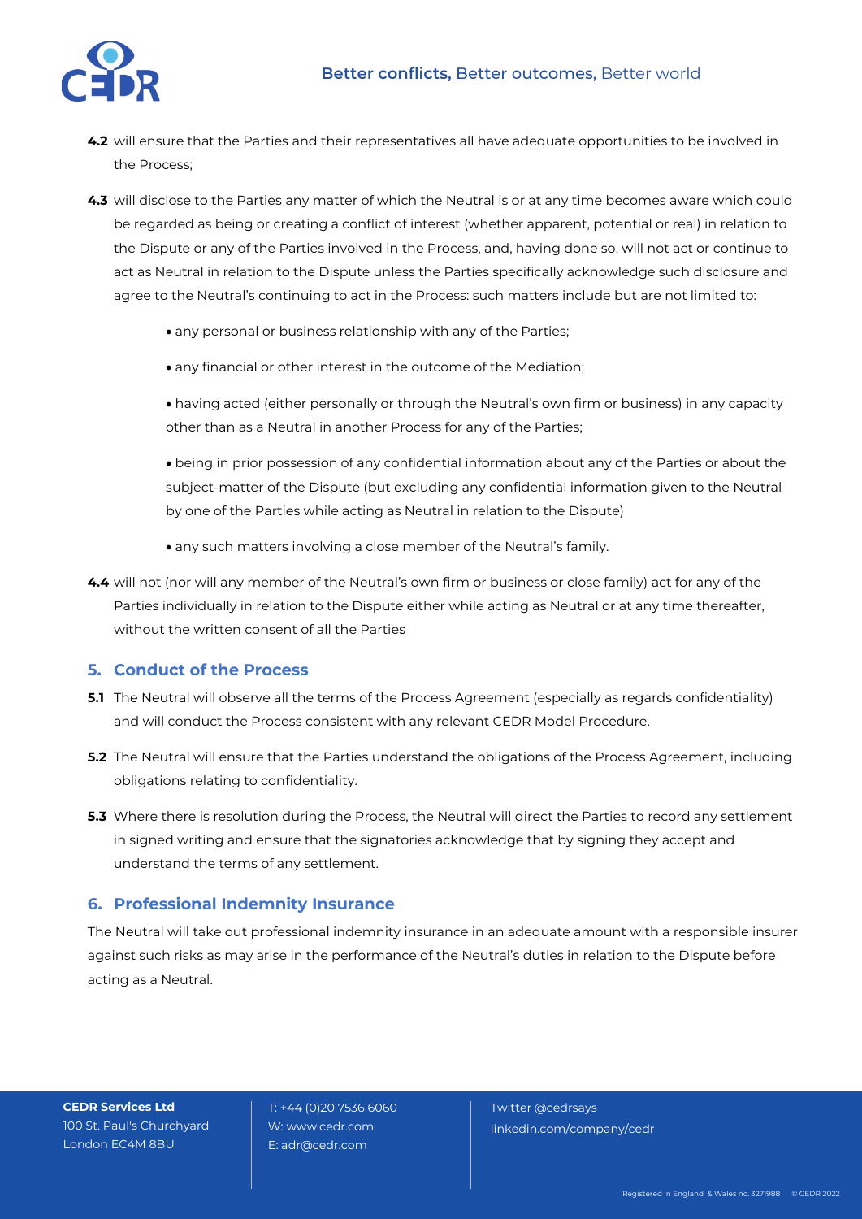**4.2** will ensure that the Parties and their representatives all have adequate opportunities to be involved in the Process;

**4.3** will disclose to the Parties any matter of which the Neutral is or at any time becomes aware which could be regarded as being or creating a conflict of interest (whether apparent, potential or real) in relation to the Dispute or any of the Parties involved in the Process, and, having done so, will not act or continue to act as Neutral in relation to the Dispute unless the Parties specifically acknowledge such disclosure and agree to the Neutral's continuing to act in the Process: such matters include but are not limited to:

- any personal or business relationship with any of the Parties;
- any financial or other interest in the outcome of the Mediation;
- having acted (either personally or through the Neutral's own firm or business) in any capacity other than as a Neutral in another Process for any of the Parties;
- being in prior possession of any confidential information about any of the Parties or about the subject-matter of the Dispute (but excluding any confidential information given to the Neutral by one of the Parties while acting as Neutral in relation to the Dispute)
- any such matters involving a close member of the Neutral's family.

**4.4** will not (nor will any member of the Neutral's own firm or business or close family) act for any of the Parties individually in relation to the Dispute either while acting as Neutral or at any time thereafter, without the written consent of all the Parties

## 5. Conduct of the Process

**5.1** The Neutral will observe all the terms of the Process Agreement (especially as regards confidentiality) and will conduct the Process consistent with any relevant CEDR Model Procedure.

**5.2** The Neutral will ensure that the Parties understand the obligations of the Process Agreement, including obligations relating to confidentiality.

**5.3** Where there is resolution during the Process, the Neutral will direct the Parties to record any settlement in signed writing and ensure that the signatories acknowledge that by signing they accept and understand the terms of any settlement.

## 6. Professional Indemnity Insurance

The Neutral will take out professional indemnity insurance in an adequate amount with a responsible insurer against such risks as may arise in the performance of the Neutral's duties in relation to the Dispute before acting as a Neutral.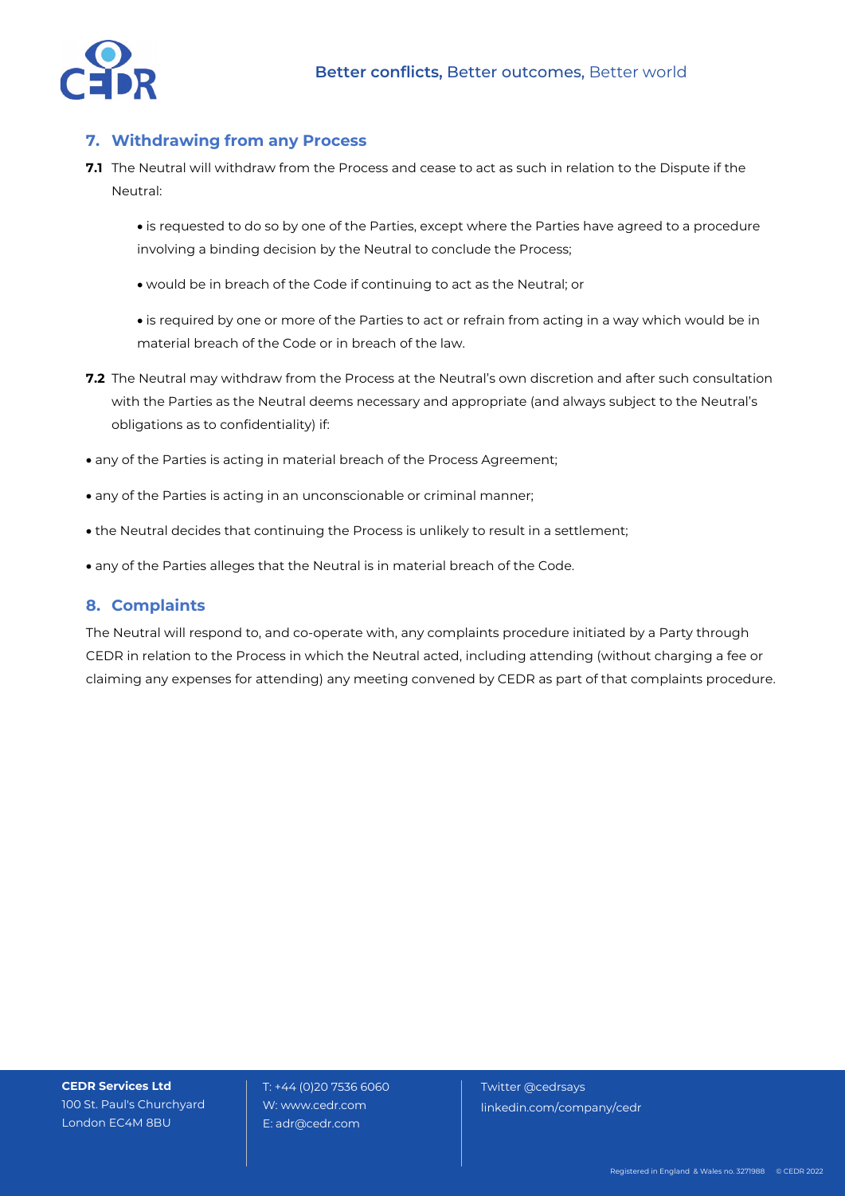## 7. Withdrawing from any Process

**7.1** The Neutral will withdraw from the Process and cease to act as such in relation to the Dispute if the Neutral:

- is requested to do so by one of the Parties, except where the Parties have agreed to a procedure involving a binding decision by the Neutral to conclude the Process;
- would be in breach of the Code if continuing to act as the Neutral; or
- is required by one or more of the Parties to act or refrain from acting in a way which would be in material breach of the Code or in breach of the law.

**7.2** The Neutral may withdraw from the Process at the Neutral's own discretion and after such consultation with the Parties as the Neutral deems necessary and appropriate (and always subject to the Neutral's obligations as to confidentiality) if:

- any of the Parties is acting in material breach of the Process Agreement;
- any of the Parties is acting in an unconscionable or criminal manner;
- the Neutral decides that continuing the Process is unlikely to result in a settlement;
- any of the Parties alleges that the Neutral is in material breach of the Code.

## 8. Complaints

The Neutral will respond to, and co-operate with, any complaints procedure initiated by a Party through CEDR in relation to the Process in which the Neutral acted, including attending (without charging a fee or claiming any expenses for attending) any meeting convened by CEDR as part of that complaints procedure.